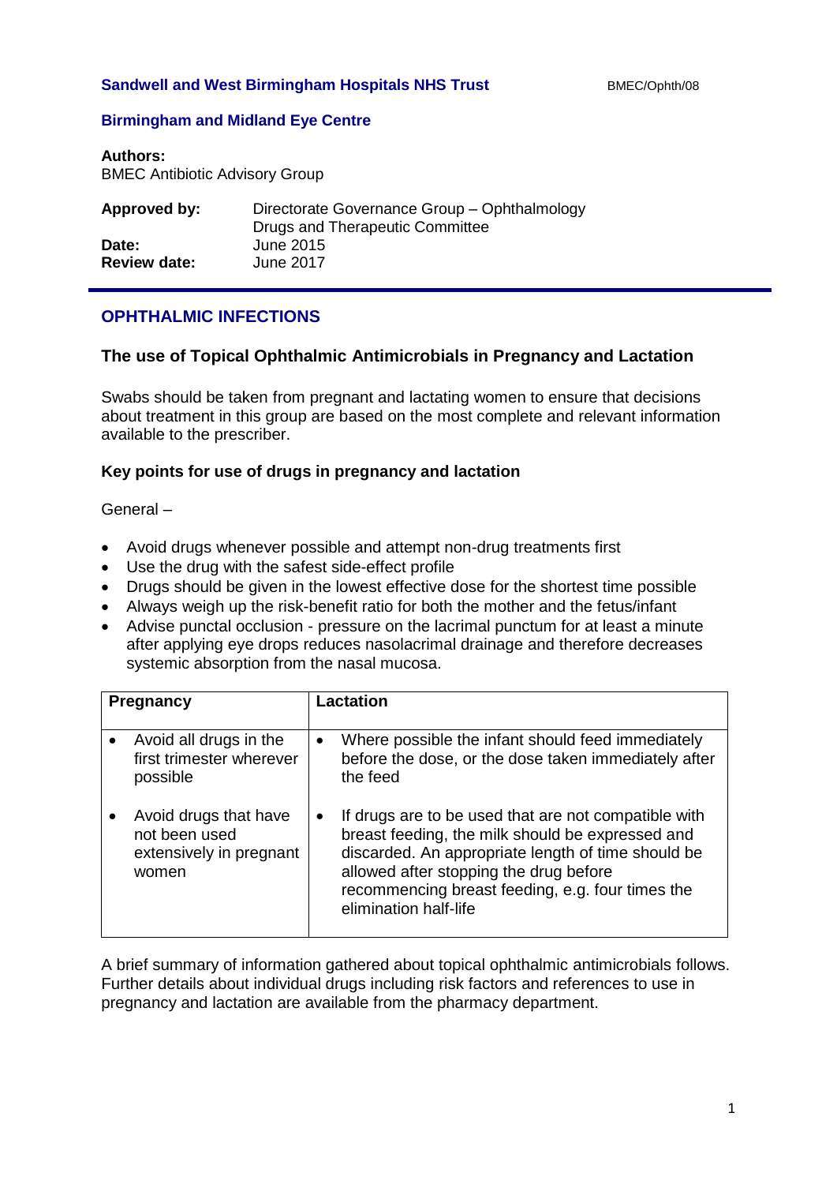**Sandwell and West Birmingham Hospitals NHS Trust** BMEC/Ophth/08

**Birmingham and Midland Eye Centre**

**Authors:**
BMEC Antibiotic Advisory Group

| | |
|---|---|
| **Approved by:** | Directorate Governance Group – Ophthalmology<br>Drugs and Therapeutic Committee |
| **Date:** | June 2015 |
| **Review date:** | June 2017 |

## OPHTHALMIC INFECTIONS

### The use of Topical Ophthalmic Antimicrobials in Pregnancy and Lactation

Swabs should be taken from pregnant and lactating women to ensure that decisions about treatment in this group are based on the most complete and relevant information available to the prescriber.

### Key points for use of drugs in pregnancy and lactation

General –

- Avoid drugs whenever possible and attempt non-drug treatments first
- Use the drug with the safest side-effect profile
- Drugs should be given in the lowest effective dose for the shortest time possible
- Always weigh up the risk-benefit ratio for both the mother and the fetus/infant
- Advise punctal occlusion - pressure on the lacrimal punctum for at least a minute after applying eye drops reduces nasolacrimal drainage and therefore decreases systemic absorption from the nasal mucosa.

| Pregnancy | Lactation |
|---|---|
| • Avoid all drugs in the first trimester wherever possible<br><br>• Avoid drugs that have not been used extensively in pregnant women | • Where possible the infant should feed immediately before the dose, or the dose taken immediately after the feed<br><br>• If drugs are to be used that are not compatible with breast feeding, the milk should be expressed and discarded. An appropriate length of time should be allowed after stopping the drug before recommencing breast feeding, e.g. four times the elimination half-life |

A brief summary of information gathered about topical ophthalmic antimicrobials follows. Further details about individual drugs including risk factors and references to use in pregnancy and lactation are available from the pharmacy department.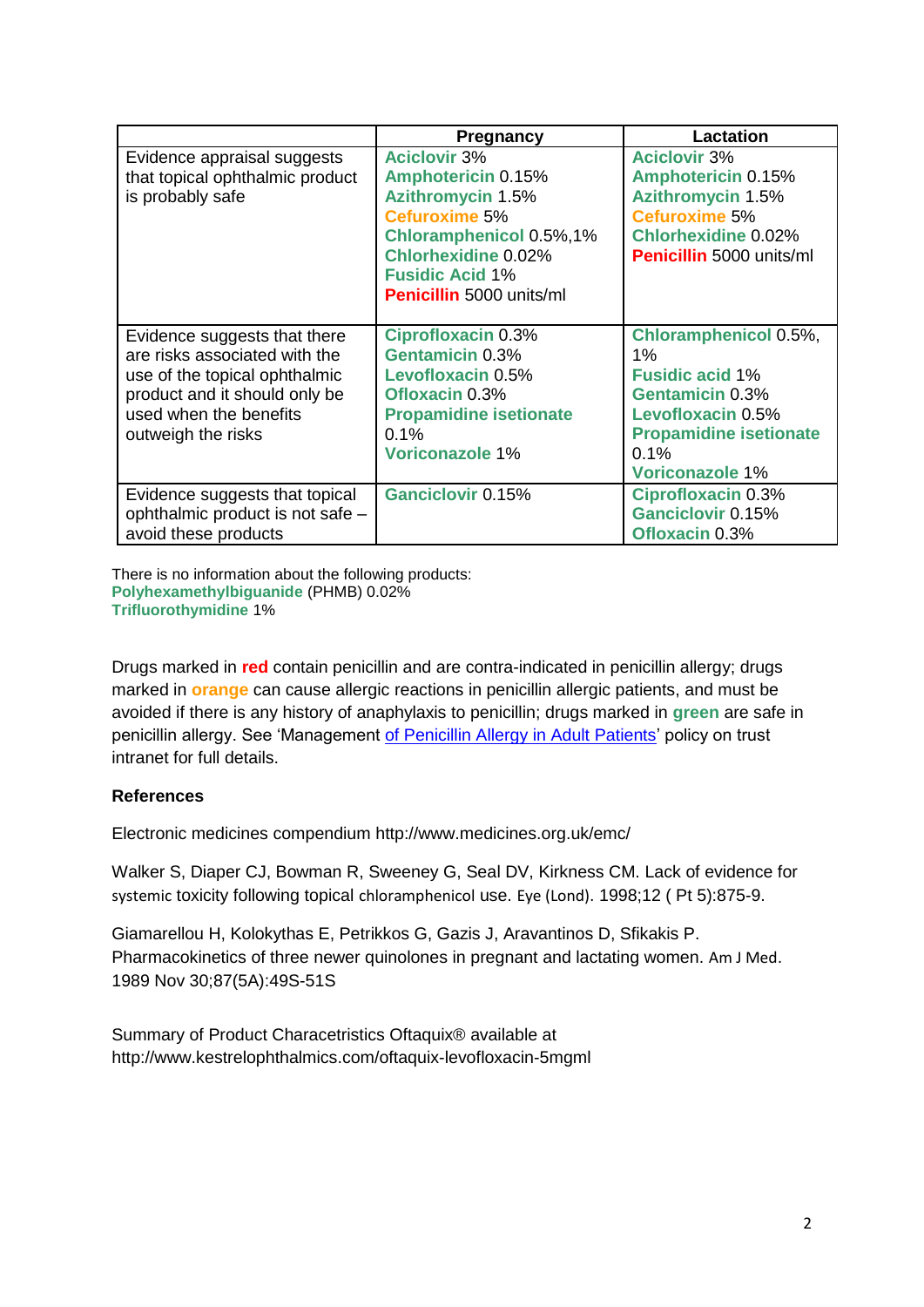| | Pregnancy | Lactation |
|---|---|---|
| Evidence appraisal suggests that topical ophthalmic product is probably safe | **Aciclovir** 3%<br>**Amphotericin** 0.15%<br>**Azithromycin** 1.5%<br>**Cefuroxime** 5%<br>**Chloramphenicol** 0.5%,1%<br>**Chlorhexidine** 0.02%<br>**Fusidic Acid** 1%<br>**Penicillin** 5000 units/ml | **Aciclovir** 3%<br>**Amphotericin** 0.15%<br>**Azithromycin** 1.5%<br>**Cefuroxime** 5%<br>**Chlorhexidine** 0.02%<br>**Penicillin** 5000 units/ml |
| Evidence suggests that there are risks associated with the use of the topical ophthalmic product and it should only be used when the benefits outweigh the risks | **Ciprofloxacin** 0.3%<br>**Gentamicin** 0.3%<br>**Levofloxacin** 0.5%<br>**Ofloxacin** 0.3%<br>**Propamidine isetionate** 0.1%<br>**Voriconazole** 1% | **Chloramphenicol** 0.5%, 1%<br>**Fusidic acid** 1%<br>**Gentamicin** 0.3%<br>**Levofloxacin** 0.5%<br>**Propamidine isetionate** 0.1%<br>**Voriconazole** 1% |
| Evidence suggests that topical ophthalmic product is not safe – avoid these products | **Ganciclovir** 0.15% | **Ciprofloxacin** 0.3%<br>**Ganciclovir** 0.15%<br>**Ofloxacin** 0.3% |

There is no information about the following products:
**Polyhexamethylbiguanide** (PHMB) 0.02%
**Trifluorothymidine** 1%

Drugs marked in **red** contain penicillin and are contra-indicated in penicillin allergy; drugs marked in **orange** can cause allergic reactions in penicillin allergic patients, and must be avoided if there is any history of anaphylaxis to penicillin; drugs marked in **green** are safe in penicillin allergy. See 'Management of Penicillin Allergy in Adult Patients' policy on trust intranet for full details.

**References**

Electronic medicines compendium http://www.medicines.org.uk/emc/

Walker S, Diaper CJ, Bowman R, Sweeney G, Seal DV, Kirkness CM. Lack of evidence for systemic toxicity following topical chloramphenicol use. Eye (Lond). 1998;12 ( Pt 5):875-9.

Giamarellou H, Kolokythas E, Petrikkos G, Gazis J, Aravantinos D, Sfikakis P. Pharmacokinetics of three newer quinolones in pregnant and lactating women. Am J Med. 1989 Nov 30;87(5A):49S-51S

Summary of Product Characetristics Oftaquix® available at http://www.kestrelophthalmics.com/oftaquix-levofloxacin-5mgml